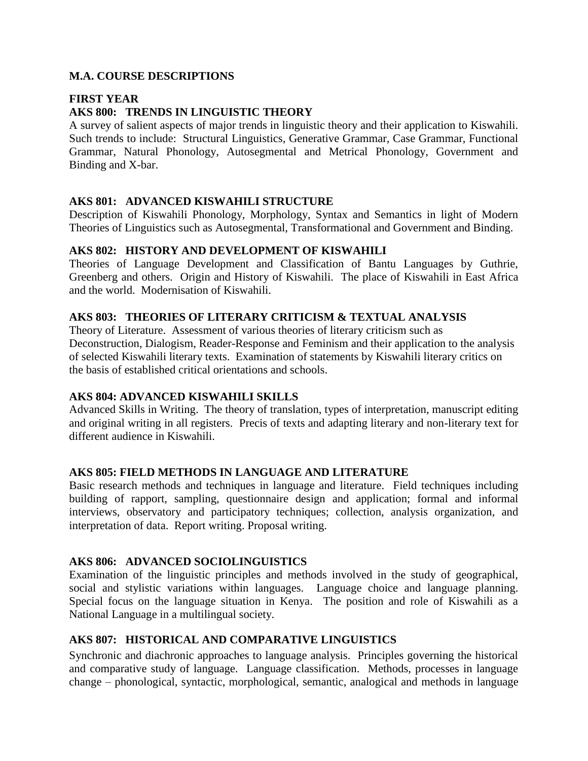## M.A. COURSE DESCRIPTIONS

### FIRST YEAR

### AKS 800: TRENDS IN LINGUISTIC THEORY

A survey of salient aspects of major trends in linguistic theory and their application to Kiswahili. Such trends to include: Structural Linguistics, Generative Grammar, Case Grammar, Functional Grammar, Natural Phonology, Autosegmental and Metrical Phonology, Government and Binding and X-bar.

### AKS 801: ADVANCED KISWAHILI STRUCTURE

Description of Kiswahili Phonology, Morphology, Syntax and Semantics in light of Modern Theories of Linguistics such as Autosegmental, Transformational and Government and Binding.

### AKS 802: HISTORY AND DEVELOPMENT OF KISWAHILI

Theories of Language Development and Classification of Bantu Languages by Guthrie, Greenberg and others. Origin and History of Kiswahili. The place of Kiswahili in East Africa and the world. Modernisation of Kiswahili.

### AKS 803: THEORIES OF LITERARY CRITICISM & TEXTUAL ANALYSIS

Theory of Literature. Assessment of various theories of literary criticism such as Deconstruction, Dialogism, Reader-Response and Feminism and their application to the analysis of selected Kiswahili literary texts. Examination of statements by Kiswahili literary critics on the basis of established critical orientations and schools.

### AKS 804: ADVANCED KISWAHILI SKILLS

Advanced Skills in Writing. The theory of translation, types of interpretation, manuscript editing and original writing in all registers. Precis of texts and adapting literary and non-literary text for different audience in Kiswahili.

### AKS 805: FIELD METHODS IN LANGUAGE AND LITERATURE

Basic research methods and techniques in language and literature. Field techniques including building of rapport, sampling, questionnaire design and application; formal and informal interviews, observatory and participatory techniques; collection, analysis organization, and interpretation of data. Report writing. Proposal writing.

### AKS 806: ADVANCED SOCIOLINGUISTICS

Examination of the linguistic principles and methods involved in the study of geographical, social and stylistic variations within languages. Language choice and language planning. Special focus on the language situation in Kenya. The position and role of Kiswahili as a National Language in a multilingual society.

### AKS 807: HISTORICAL AND COMPARATIVE LINGUISTICS

Synchronic and diachronic approaches to language analysis. Principles governing the historical and comparative study of language. Language classification. Methods, processes in language change – phonological, syntactic, morphological, semantic, analogical and methods in language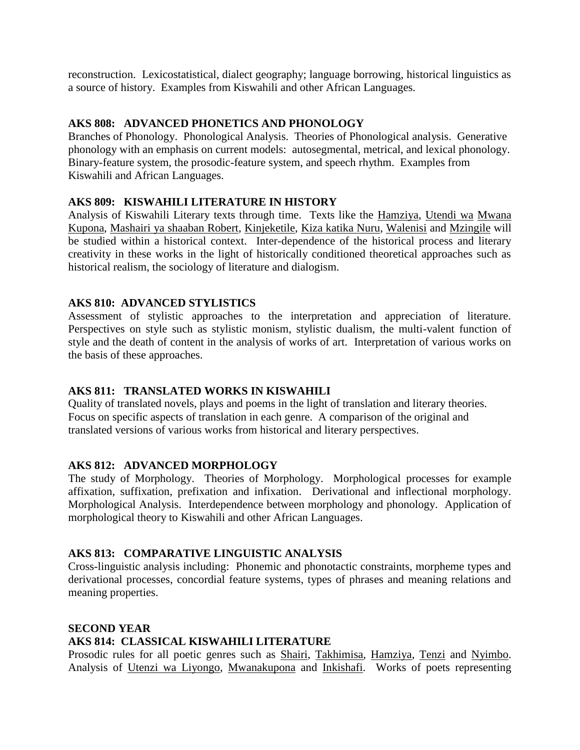reconstruction. Lexicostatistical, dialect geography; language borrowing, historical linguistics as a source of history. Examples from Kiswahili and other African Languages.

**AKS 808: ADVANCED PHONETICS AND PHONOLOGY**

Branches of Phonology. Phonological Analysis. Theories of Phonological analysis. Generative phonology with an emphasis on current models: autosegmental, metrical, and lexical phonology. Binary-feature system, the prosodic-feature system, and speech rhythm. Examples from Kiswahili and African Languages.

**AKS 809: KISWAHILI LITERATURE IN HISTORY**

Analysis of Kiswahili Literary texts through time. Texts like the <u>Hamziya</u>, <u>Utendi wa Mwana Kupona</u>, <u>Mashairi ya shaaban Robert</u>, <u>Kinjeketile</u>, <u>Kiza katika Nuru</u>, <u>Walenisi</u> and <u>Mzingile</u> will be studied within a historical context. Inter-dependence of the historical process and literary creativity in these works in the light of historically conditioned theoretical approaches such as historical realism, the sociology of literature and dialogism.

**AKS 810: ADVANCED STYLISTICS**

Assessment of stylistic approaches to the interpretation and appreciation of literature. Perspectives on style such as stylistic monism, stylistic dualism, the multi-valent function of style and the death of content in the analysis of works of art. Interpretation of various works on the basis of these approaches.

**AKS 811: TRANSLATED WORKS IN KISWAHILI**

Quality of translated novels, plays and poems in the light of translation and literary theories. Focus on specific aspects of translation in each genre. A comparison of the original and translated versions of various works from historical and literary perspectives.

**AKS 812: ADVANCED MORPHOLOGY**

The study of Morphology. Theories of Morphology. Morphological processes for example affixation, suffixation, prefixation and infixation. Derivational and inflectional morphology. Morphological Analysis. Interdependence between morphology and phonology. Application of morphological theory to Kiswahili and other African Languages.

**AKS 813: COMPARATIVE LINGUISTIC ANALYSIS**

Cross-linguistic analysis including: Phonemic and phonotactic constraints, morpheme types and derivational processes, concordial feature systems, types of phrases and meaning relations and meaning properties.

**SECOND YEAR**

**AKS 814: CLASSICAL KISWAHILI LITERATURE**

Prosodic rules for all poetic genres such as <u>Shairi</u>, <u>Takhimisa</u>, <u>Hamziya</u>, <u>Tenzi</u> and <u>Nyimbo</u>. Analysis of <u>Utenzi wa Liyongo</u>, <u>Mwanakupona</u> and <u>Inkishafi</u>. Works of poets representing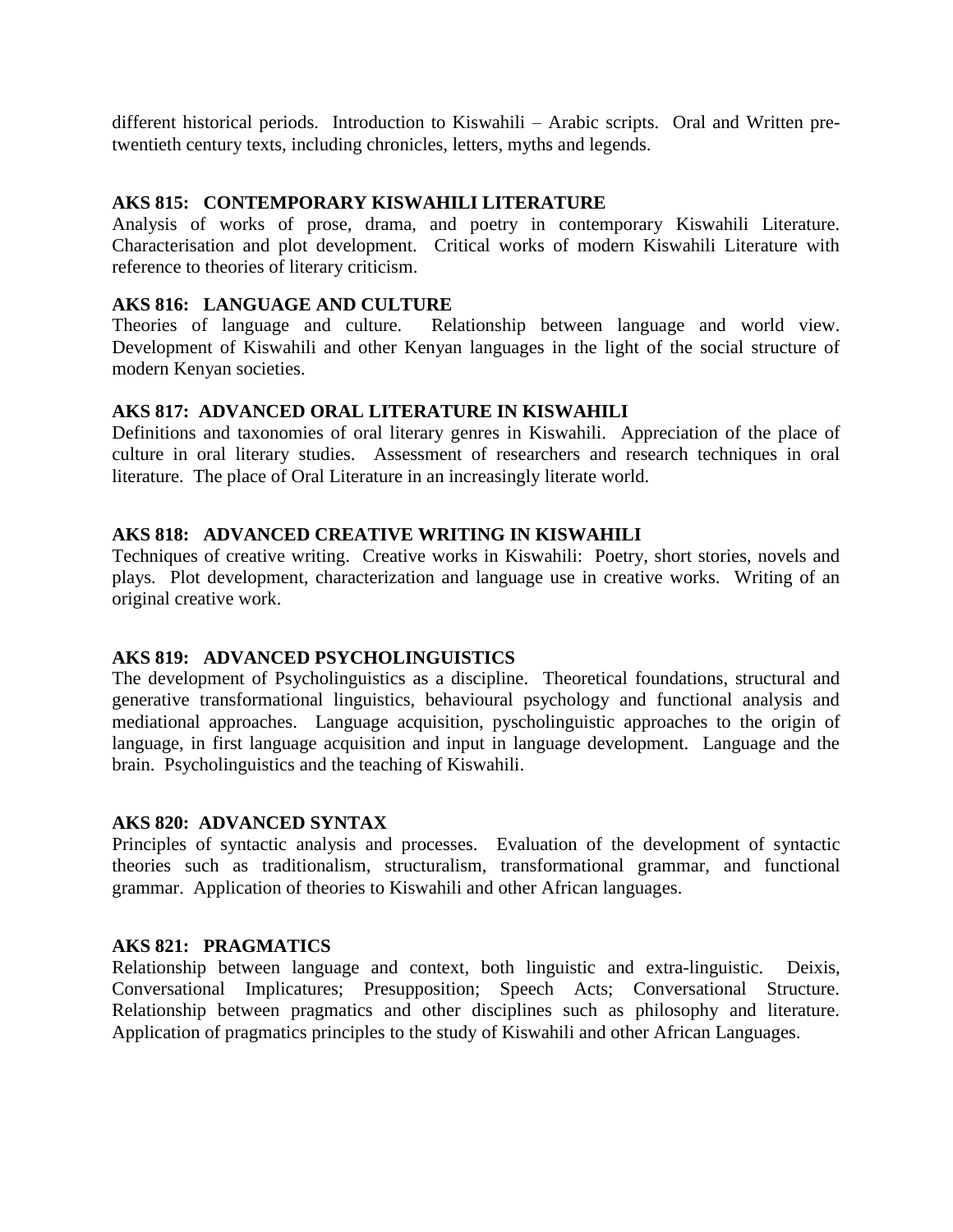different historical periods. Introduction to Kiswahili – Arabic scripts. Oral and Written pre-twentieth century texts, including chronicles, letters, myths and legends.

**AKS 815: CONTEMPORARY KISWAHILI LITERATURE**
Analysis of works of prose, drama, and poetry in contemporary Kiswahili Literature. Characterisation and plot development. Critical works of modern Kiswahili Literature with reference to theories of literary criticism.

**AKS 816: LANGUAGE AND CULTURE**
Theories of language and culture. Relationship between language and world view. Development of Kiswahili and other Kenyan languages in the light of the social structure of modern Kenyan societies.

**AKS 817: ADVANCED ORAL LITERATURE IN KISWAHILI**
Definitions and taxonomies of oral literary genres in Kiswahili. Appreciation of the place of culture in oral literary studies. Assessment of researchers and research techniques in oral literature. The place of Oral Literature in an increasingly literate world.

**AKS 818: ADVANCED CREATIVE WRITING IN KISWAHILI**
Techniques of creative writing. Creative works in Kiswahili: Poetry, short stories, novels and plays. Plot development, characterization and language use in creative works. Writing of an original creative work.

**AKS 819: ADVANCED PSYCHOLINGUISTICS**
The development of Psycholinguistics as a discipline. Theoretical foundations, structural and generative transformational linguistics, behavioural psychology and functional analysis and mediational approaches. Language acquisition, pyscholinguistic approaches to the origin of language, in first language acquisition and input in language development. Language and the brain. Psycholinguistics and the teaching of Kiswahili.

**AKS 820: ADVANCED SYNTAX**
Principles of syntactic analysis and processes. Evaluation of the development of syntactic theories such as traditionalism, structuralism, transformational grammar, and functional grammar. Application of theories to Kiswahili and other African languages.

**AKS 821: PRAGMATICS**
Relationship between language and context, both linguistic and extra-linguistic. Deixis, Conversational Implicatures; Presupposition; Speech Acts; Conversational Structure. Relationship between pragmatics and other disciplines such as philosophy and literature. Application of pragmatics principles to the study of Kiswahili and other African Languages.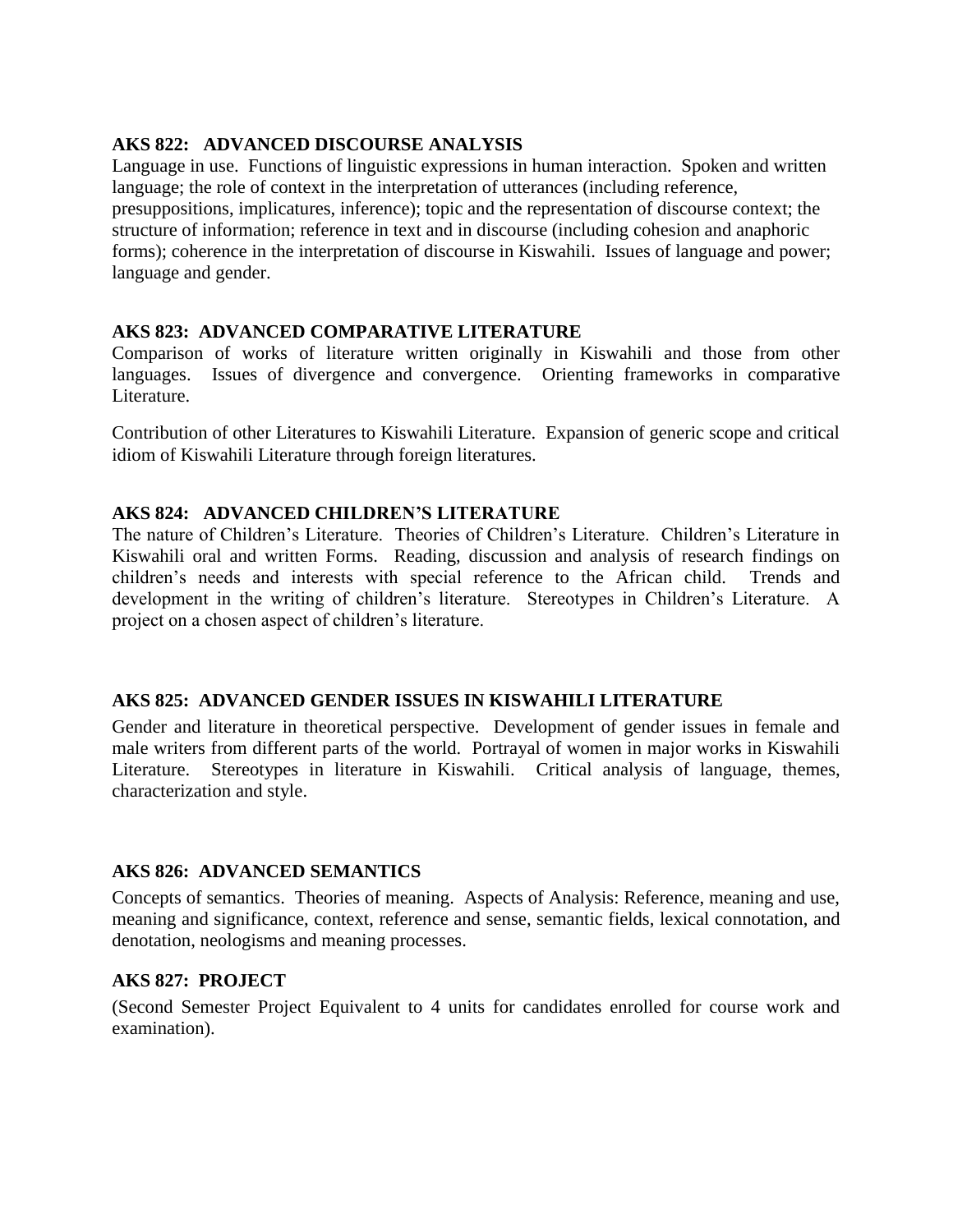### AKS 822: ADVANCED DISCOURSE ANALYSIS

Language in use. Functions of linguistic expressions in human interaction. Spoken and written language; the role of context in the interpretation of utterances (including reference, presuppositions, implicatures, inference); topic and the representation of discourse context; the structure of information; reference in text and in discourse (including cohesion and anaphoric forms); coherence in the interpretation of discourse in Kiswahili. Issues of language and power; language and gender.

### AKS 823: ADVANCED COMPARATIVE LITERATURE

Comparison of works of literature written originally in Kiswahili and those from other languages. Issues of divergence and convergence. Orienting frameworks in comparative Literature.

Contribution of other Literatures to Kiswahili Literature. Expansion of generic scope and critical idiom of Kiswahili Literature through foreign literatures.

### AKS 824: ADVANCED CHILDREN'S LITERATURE

The nature of Children's Literature. Theories of Children's Literature. Children's Literature in Kiswahili oral and written Forms. Reading, discussion and analysis of research findings on children's needs and interests with special reference to the African child. Trends and development in the writing of children's literature. Stereotypes in Children's Literature. A project on a chosen aspect of children's literature.

### AKS 825: ADVANCED GENDER ISSUES IN KISWAHILI LITERATURE

Gender and literature in theoretical perspective. Development of gender issues in female and male writers from different parts of the world. Portrayal of women in major works in Kiswahili Literature. Stereotypes in literature in Kiswahili. Critical analysis of language, themes, characterization and style.

### AKS 826: ADVANCED SEMANTICS

Concepts of semantics. Theories of meaning. Aspects of Analysis: Reference, meaning and use, meaning and significance, context, reference and sense, semantic fields, lexical connotation, and denotation, neologisms and meaning processes.

### AKS 827: PROJECT

(Second Semester Project Equivalent to 4 units for candidates enrolled for course work and examination).